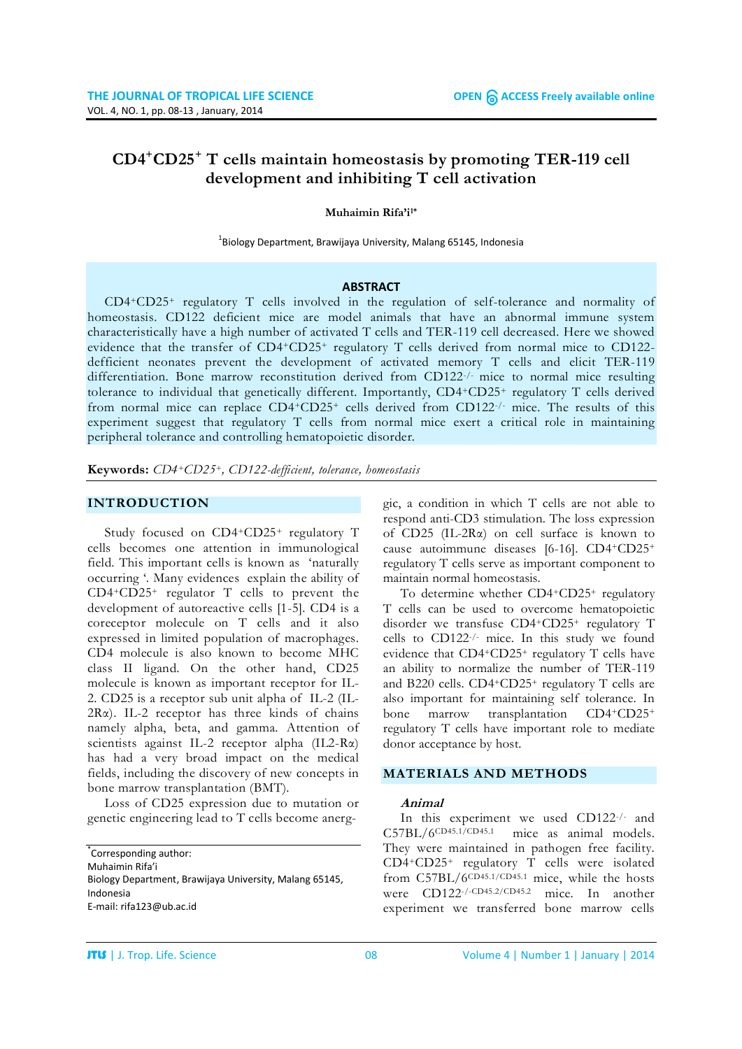# CD4⁺CD25⁺ T cells maintain homeostasis by promoting TER-119 cell development and inhibiting T cell activation

**Muhaimin Rifa'i[1*]**

[1]Biology Department, Brawijaya University, Malang 65145, Indonesia

## ABSTRACT

CD4+CD25+ regulatory T cells involved in the regulation of self-tolerance and normality of homeostasis. CD122 deficient mice are model animals that have an abnormal immune system characteristically have a high number of activated T cells and TER-119 cell decreased. Here we showed evidence that the transfer of CD4+CD25+ regulatory T cells derived from normal mice to CD122-defficient neonates prevent the development of activated memory T cells and elicit TER-119 differentiation. Bone marrow reconstitution derived from CD122-/- mice to normal mice resulting tolerance to individual that genetically different. Importantly, CD4+CD25+ regulatory T cells derived from normal mice can replace CD4+CD25+ cells derived from CD122-/- mice. The results of this experiment suggest that regulatory T cells from normal mice exert a critical role in maintaining peripheral tolerance and controlling hematopoietic disorder.

**Keywords:** *CD4+CD25+, CD122-defficient, tolerance, homeostasis*

## INTRODUCTION

Study focused on CD4+CD25+ regulatory T cells becomes one attention in immunological field. This important cells is known as 'naturally occurring '. Many evidences explain the ability of CD4+CD25+ regulator T cells to prevent the development of autoreactive cells [1-5]. CD4 is a coreceptor molecule on T cells and it also expressed in limited population of macrophages. CD4 molecule is also known to become MHC class II ligand. On the other hand, CD25 molecule is known as important receptor for IL-2. CD25 is a receptor sub unit alpha of IL-2 (IL-2Rα). IL-2 receptor has three kinds of chains namely alpha, beta, and gamma. Attention of scientists against IL-2 receptor alpha (IL2-Rα) has had a very broad impact on the medical fields, including the discovery of new concepts in bone marrow transplantation (BMT).

Loss of CD25 expression due to mutation or genetic engineering lead to T cells become anergic, a condition in which T cells are not able to respond anti-CD3 stimulation. The loss expression of CD25 (IL-2Rα) on cell surface is known to cause autoimmune diseases [6-16]. CD4+CD25+ regulatory T cells serve as important component to maintain normal homeostasis.

To determine whether CD4+CD25+ regulatory T cells can be used to overcome hematopoietic disorder we transfuse CD4+CD25+ regulatory T cells to CD122-/- mice. In this study we found evidence that CD4+CD25+ regulatory T cells have an ability to normalize the number of TER-119 and B220 cells. CD4+CD25+ regulatory T cells are also important for maintaining self tolerance. In bone marrow transplantation CD4+CD25+ regulatory T cells have important role to mediate donor acceptance by host.

## MATERIALS AND METHODS

### *Animal*

In this experiment we used CD122-/- and C57BL/6CD45.1/CD45.1 mice as animal models. They were maintained in pathogen free facility. CD4+CD25+ regulatory T cells were isolated from C57BL/6CD45.1/CD45.1 mice, while the hosts were CD122-/-CD45.2/CD45.2 mice. In another experiment we transferred bone marrow cells

---

*Corresponding author:
Muhaimin Rifa'i
Biology Department, Brawijaya University, Malang 65145, Indonesia
E-mail: rifa123@ub.ac.id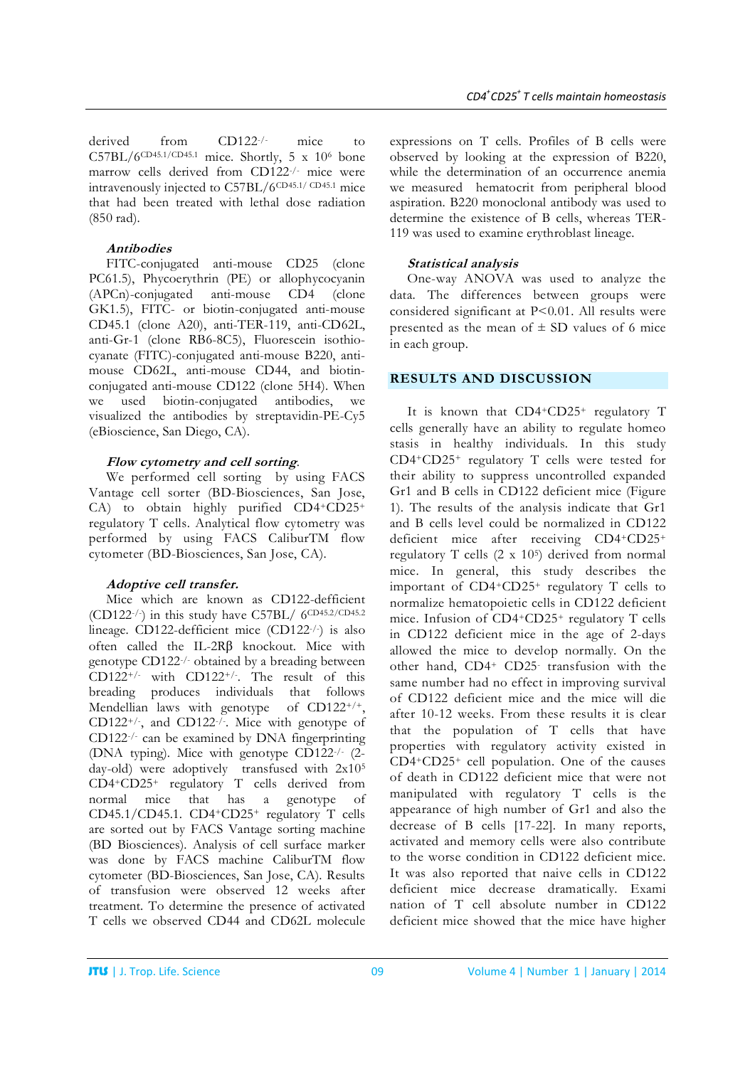derived from $CD122^{-/-}$ mice to $C57BL/6^{CD45.1/CD45.1}$ mice. Shortly, 5 x $10^6$ bone marrow cells derived from $CD122^{-/-}$ mice were intravenously injected to $C57BL/6^{CD45.1/CD45.1}$ mice that had been treated with lethal dose radiation (850 rad).

### *Antibodies*

FITC-conjugated anti-mouse CD25 (clone PC61.5), Phycoerythrin (PE) or allophycocyanin (APCn)-conjugated anti-mouse CD4 (clone GK1.5), FITC- or biotin-conjugated anti-mouse CD45.1 (clone A20), anti-TER-119, anti-CD62L, anti-Gr-1 (clone RB6-8C5), Fluorescein isothiocyanate (FITC)-conjugated anti-mouse B220, anti-mouse CD62L, anti-mouse CD44, and biotin-conjugated anti-mouse CD122 (clone 5H4). When we used biotin-conjugated antibodies, we visualized the antibodies by streptavidin-PE-Cy5 (eBioscience, San Diego, CA).

### *Flow cytometry and cell sorting.*

We performed cell sorting by using FACS Vantage cell sorter (BD-Biosciences, San Jose, CA) to obtain highly purified $CD4^+CD25^+$ regulatory T cells. Analytical flow cytometry was performed by using FACS CaliburTM flow cytometer (BD-Biosciences, San Jose, CA).

### *Adoptive cell transfer.*

Mice which are known as CD122-defficient ($CD122^{-/-}$) in this study have $C57BL/6^{CD45.2/CD45.2}$ lineage. CD122-defficient mice ($CD122^{-/-}$) is also often called the IL-2Rβ knockout. Mice with genotype $CD122^{-/-}$ obtained by a breading between $CD122^{+/-}$ with $CD122^{+/-}$. The result of this breading produces individuals that follows Mendellian laws with genotype of $CD122^{+/+}$, $CD122^{+/-}$, and $CD122^{-/-}$. Mice with genotype of $CD122^{-/-}$ can be examined by DNA fingerprinting (DNA typing). Mice with genotype $CD122^{-/-}$ (2-day-old) were adoptively transfused with 2x$10^5$ $CD4^+CD25^+$ regulatory T cells derived from normal mice that has a genotype of CD45.1/CD45.1. $CD4^+CD25^+$ regulatory T cells are sorted out by FACS Vantage sorting machine (BD Biosciences). Analysis of cell surface marker was done by FACS machine CaliburTM flow cytometer (BD-Biosciences, San Jose, CA). Results of transfusion were observed 12 weeks after treatment. To determine the presence of activated T cells we observed CD44 and CD62L molecule expressions on T cells. Profiles of B cells were observed by looking at the expression of B220, while the determination of an occurrence anemia we measured hematocrit from peripheral blood aspiration. B220 monoclonal antibody was used to determine the existence of B cells, whereas TER-119 was used to examine erythroblast lineage.

### *Statistical analysis*

One-way ANOVA was used to analyze the data. The differences between groups were considered significant at $P<0.01$. All results were presented as the mean of ± SD values of 6 mice in each group.

## RESULTS AND DISCUSSION

It is known that $CD4^+CD25^+$ regulatory T cells generally have an ability to regulate homeo stasis in healthy individuals. In this study $CD4^+CD25^+$ regulatory T cells were tested for their ability to suppress uncontrolled expanded Gr1 and B cells in CD122 deficient mice (Figure 1). The results of the analysis indicate that Gr1 and B cells level could be normalized in CD122 deficient mice after receiving $CD4^+CD25^+$ regulatory T cells (2 x $10^5$) derived from normal mice. In general, this study describes the important of $CD4^+CD25^+$ regulatory T cells to normalize hematopoietic cells in CD122 deficient mice. Infusion of $CD4^+CD25^+$ regulatory T cells in CD122 deficient mice in the age of 2-days allowed the mice to develop normally. On the other hand, $CD4^+$ $CD25^-$ transfusion with the same number had no effect in improving survival of CD122 deficient mice and the mice will die after 10-12 weeks. From these results it is clear that the population of T cells that have properties with regulatory activity existed in $CD4^+CD25^+$ cell population. One of the causes of death in CD122 deficient mice that were not manipulated with regulatory T cells is the appearance of high number of Gr1 and also the decrease of B cells [17-22]. In many reports, activated and memory cells were also contribute to the worse condition in CD122 deficient mice. It was also reported that naive cells in CD122 deficient mice decrease dramatically. Exami nation of T cell absolute number in CD122 deficient mice showed that the mice have higher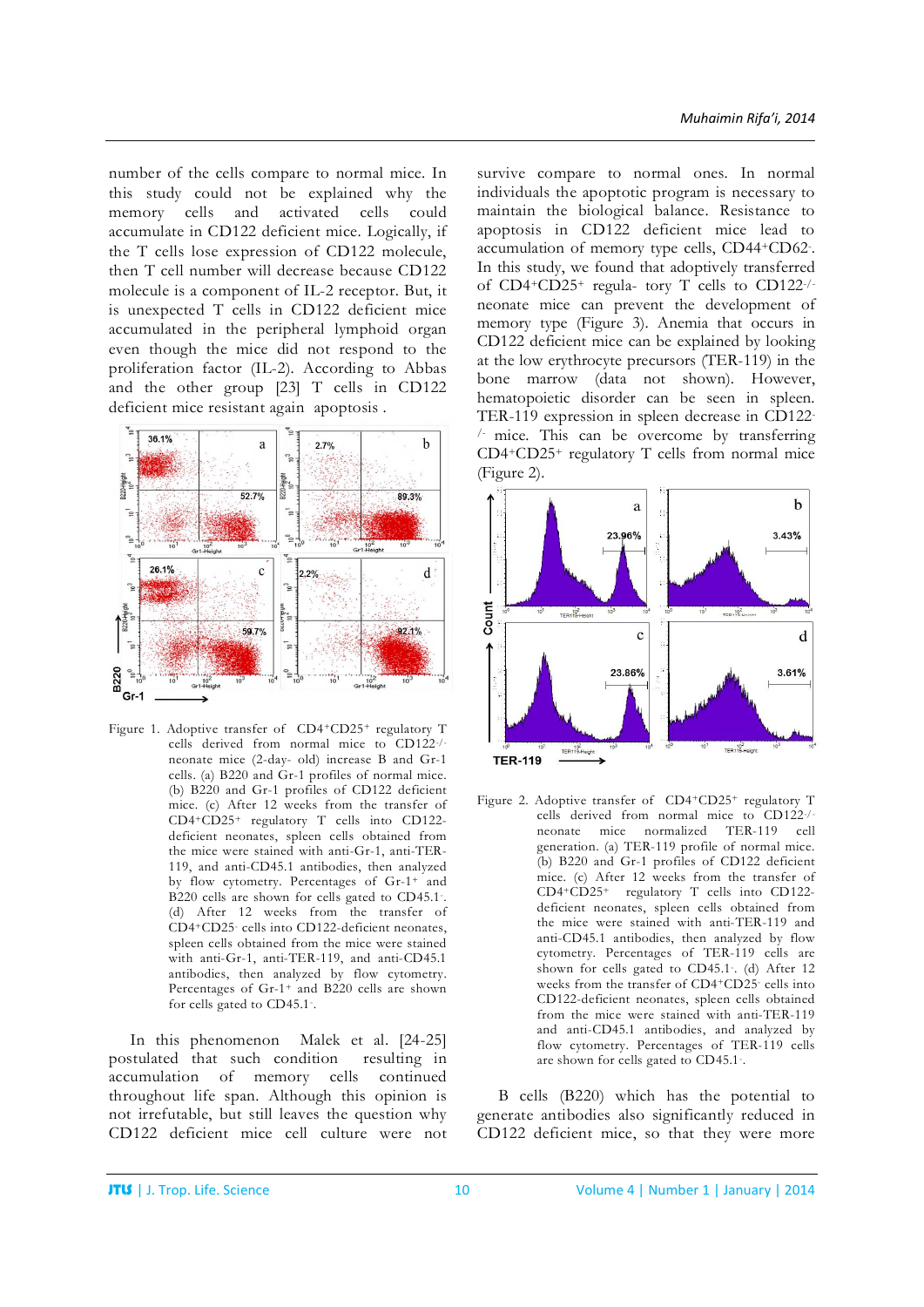number of the cells compare to normal mice. In this study could not be explained why the memory cells and activated cells could accumulate in CD122 deficient mice. Logically, if the T cells lose expression of CD122 molecule, then T cell number will decrease because CD122 molecule is a component of IL-2 receptor. But, it is unexpected T cells in CD122 deficient mice accumulated in the peripheral lymphoid organ even though the mice did not respond to the proliferation factor (IL-2). According to Abbas and the other group [23] T cells in CD122 deficient mice resistant again apoptosis .

Figure 1. Adoptive transfer of $CD4^{+}CD25^{+}$ regulatory T cells derived from normal mice to $CD122^{-/-}$ neonate mice (2-day- old) increase B and Gr-1 cells. (a) B220 and Gr-1 profiles of normal mice. (b) B220 and Gr-1 profiles of CD122 deficient mice. (c) After 12 weeks from the transfer of $CD4^{+}CD25^{+}$ regulatory T cells into CD122-deficient neonates, spleen cells obtained from the mice were stained with anti-Gr-1, anti-TER-119, and anti-CD45.1 antibodies, then analyzed by flow cytometry. Percentages of $Gr\text{-}1^{+}$ and B220 cells are shown for cells gated to $CD45.1^{-}$. (d) After 12 weeks from the transfer of $CD4^{+}CD25^{-}$ cells into CD122-deficient neonates, spleen cells obtained from the mice were stained with anti-Gr-1, anti-TER-119, and anti-CD45.1 antibodies, then analyzed by flow cytometry. Percentages of $Gr\text{-}1^{+}$ and B220 cells are shown for cells gated to $CD45.1^{-}$.

In this phenomenon Malek et al. [24-25] postulated that such condition resulting in accumulation of memory cells continued throughout life span. Although this opinion is not irrefutable, but still leaves the question why CD122 deficient mice cell culture were not survive compare to normal ones. In normal individuals the apoptotic program is necessary to maintain the biological balance. Resistance to apoptosis in CD122 deficient mice lead to accumulation of memory type cells, $CD44^{+}CD62^{-}$. In this study, we found that adoptively transferred of $CD4^{+}CD25^{+}$ regula- tory T cells to $CD122^{-/-}$ neonate mice can prevent the development of memory type (Figure 3). Anemia that occurs in CD122 deficient mice can be explained by looking at the low erythrocyte precursors (TER-119) in the bone marrow (data not shown). However, hematopoietic disorder can be seen in spleen. TER-119 expression in spleen decrease in $CD122^{-/-}$ mice. This can be overcome by transferring $CD4^{+}CD25^{+}$ regulatory T cells from normal mice (Figure 2).

Figure 2. Adoptive transfer of $CD4^{+}CD25^{+}$ regulatory T cells derived from normal mice to $CD122^{-/-}$ neonate mice normalized TER-119 cell generation. (a) TER-119 profile of normal mice. (b) B220 and Gr-1 profiles of CD122 deficient mice. (c) After 12 weeks from the transfer of $CD4^{+}CD25^{+}$ regulatory T cells into CD122-deficient neonates, spleen cells obtained from the mice were stained with anti-TER-119 and anti-CD45.1 antibodies, then analyzed by flow cytometry. Percentages of TER-119 cells are shown for cells gated to $CD45.1^{-}$. (d) After 12 weeks from the transfer of $CD4^{+}CD25^{-}$ cells into CD122-deficient neonates, spleen cells obtained from the mice were stained with anti-TER-119 and anti-CD45.1 antibodies, and analyzed by flow cytometry. Percentages of TER-119 cells are shown for cells gated to $CD45.1^{-}$.

B cells (B220) which has the potential to generate antibodies also significantly reduced in CD122 deficient mice, so that they were more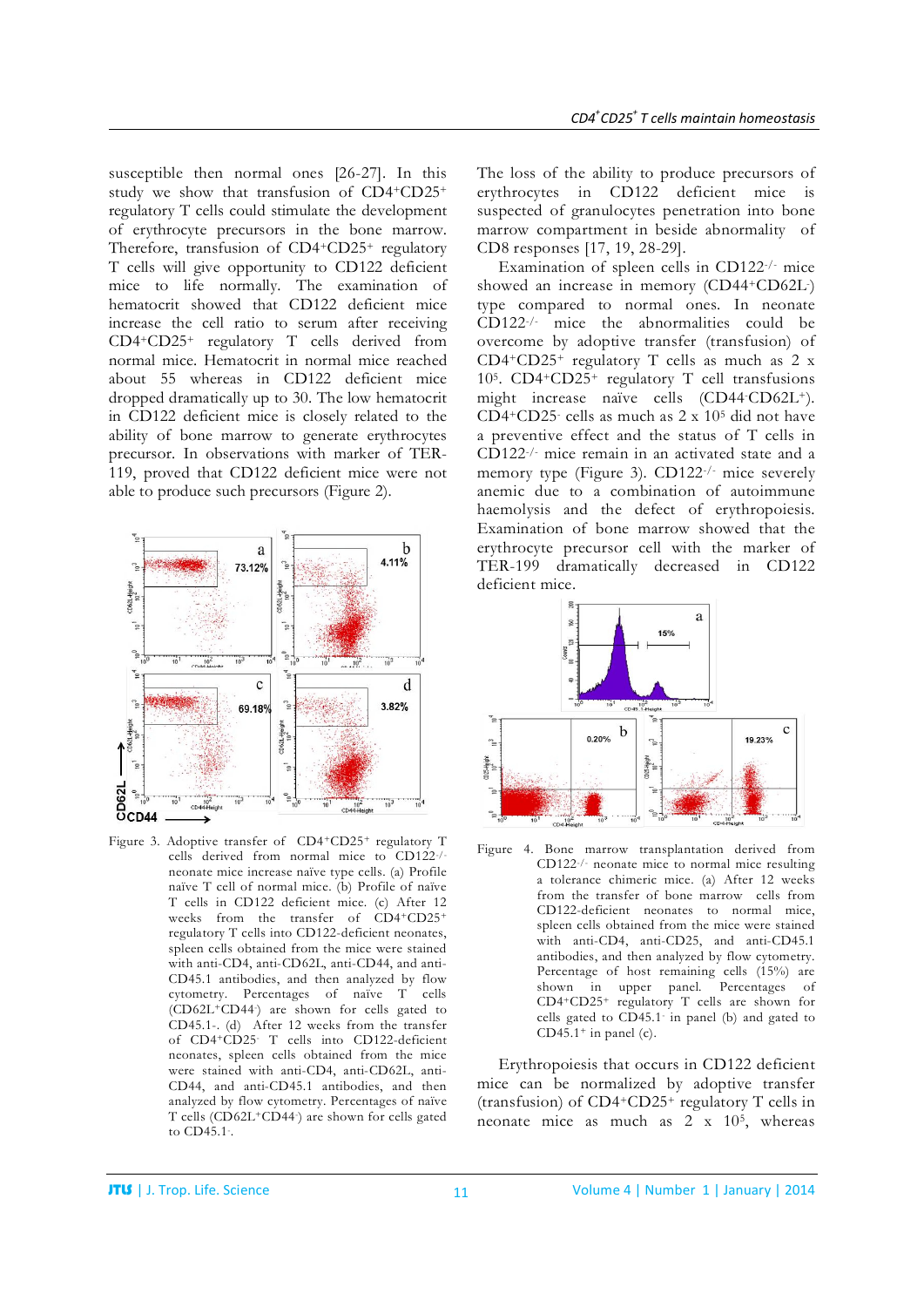susceptible then normal ones [26-27]. In this study we show that transfusion of CD4+CD25+ regulatory T cells could stimulate the development of erythrocyte precursors in the bone marrow. Therefore, transfusion of CD4+CD25+ regulatory T cells will give opportunity to CD122 deficient mice to life normally. The examination of hematocrit showed that CD122 deficient mice increase the cell ratio to serum after receiving CD4+CD25+ regulatory T cells derived from normal mice. Hematocrit in normal mice reached about 55 whereas in CD122 deficient mice dropped dramatically up to 30. The low hematocrit in CD122 deficient mice is closely related to the ability of bone marrow to generate erythrocytes precursor. In observations with marker of TER-119, proved that CD122 deficient mice were not able to produce such precursors (Figure 2).

Figure 3. Adoptive transfer of CD4+CD25+ regulatory T cells derived from normal mice to CD122-/- neonate mice increase naïve type cells. (a) Profile naïve T cell of normal mice. (b) Profile of naïve T cells in CD122 deficient mice. (c) After 12 weeks from the transfer of CD4+CD25+ regulatory T cells into CD122-deficient neonates, spleen cells obtained from the mice were stained with anti-CD4, anti-CD62L, anti-CD44, and anti-CD45.1 antibodies, and then analyzed by flow cytometry. Percentages of naïve T cells (CD62L+CD44-) are shown for cells gated to CD45.1-. (d) After 12 weeks from the transfer of CD4+CD25- T cells into CD122-deficient neonates, spleen cells obtained from the mice were stained with anti-CD4, anti-CD62L, anti-CD44, and anti-CD45.1 antibodies, and then analyzed by flow cytometry. Percentages of naïve T cells (CD62L+CD44-) are shown for cells gated to CD45.1-.

The loss of the ability to produce precursors of erythrocytes in CD122 deficient mice is suspected of granulocytes penetration into bone marrow compartment in beside abnormality of CD8 responses [17, 19, 28-29].

Examination of spleen cells in CD122-/- mice showed an increase in memory (CD44+CD62L-) type compared to normal ones. In neonate CD122-/- mice the abnormalities could be overcome by adoptive transfer (transfusion) of CD4+CD25+ regulatory T cells as much as 2 x $10^5$. CD4+CD25+ regulatory T cell transfusions might increase naïve cells (CD44-CD62L+). CD4+CD25- cells as much as 2 x $10^5$ did not have a preventive effect and the status of T cells in CD122-/- mice remain in an activated state and a memory type (Figure 3). CD122-/- mice severely anemic due to a combination of autoimmune haemolysis and the defect of erythropoiesis. Examination of bone marrow showed that the erythrocyte precursor cell with the marker of TER-199 dramatically decreased in CD122 deficient mice.

Figure 4. Bone marrow transplantation derived from CD122-/- neonate mice to normal mice resulting a tolerance chimeric mice. (a) After 12 weeks from the transfer of bone marrow cells from CD122-deficient neonates to normal mice, spleen cells obtained from the mice were stained with anti-CD4, anti-CD25, and anti-CD45.1 antibodies, and then analyzed by flow cytometry. Percentage of host remaining cells (15%) are shown in upper panel. Percentages of CD4+CD25+ regulatory T cells are shown for cells gated to CD45.1- in panel (b) and gated to CD45.1+ in panel (c).

Erythropoiesis that occurs in CD122 deficient mice can be normalized by adoptive transfer (transfusion) of CD4+CD25+ regulatory T cells in neonate mice as much as 2 x $10^5$, whereas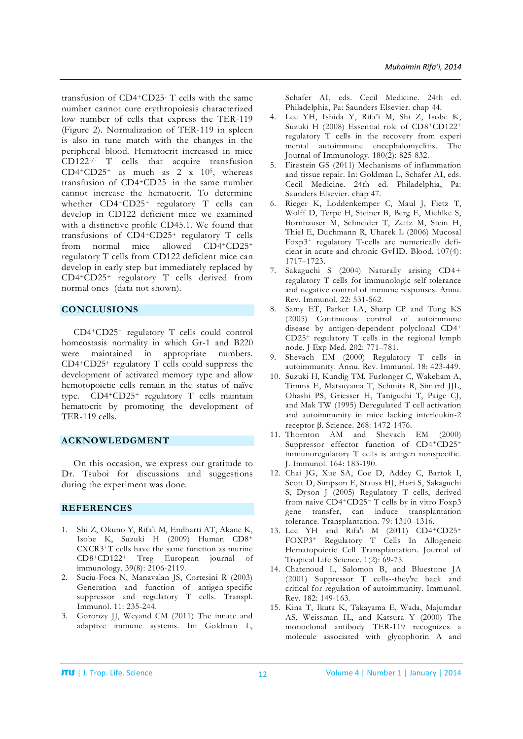transfusion of $CD4^+CD25^-$ T cells with the same number cannot cure erythropoiesis characterized low number of cells that express the TER-119 (Figure 2). Normalization of TER-119 in spleen is also in tune match with the changes in the peripheral blood. Hematocrit increased in mice $CD122^{-/-}$ T cells that acquire transfusion $CD4^+CD25^+$ as much as $2 \times 10^5$, whereas transfusion of $CD4^+CD25^-$ in the same number cannot increase the hematocrit. To determine whether $CD4^+CD25^+$ regulatory T cells can develop in CD122 deficient mice we examined with a distinctive profile CD45.1. We found that transfusions of $CD4^+CD25^+$ regulatory T cells from normal mice allowed $CD4^+CD25^+$ regulatory T cells from CD122 deficient mice can develop in early step but immediately replaced by $CD4^+CD25^+$ regulatory T cells derived from normal ones (data not shown).

## CONCLUSIONS

$CD4^+CD25^+$ regulatory T cells could control homeostasis normality in which Gr-1 and B220 were maintained in appropriate numbers. $CD4^+CD25^+$ regulatory T cells could suppress the development of activated memory type and allow hemotopoietic cells remain in the status of naïve type. $CD4^+CD25^+$ regulatory T cells maintain hematocrit by promoting the development of TER-119 cells.

## ACKNOWLEDGMENT

On this occasion, we express our gratitude to Dr. Tsuboi for discussions and suggestions during the experiment was done.

## REFERENCES

1. Shi Z, Okuno Y, Rifa'i M, Endharti AT, Akane K, Isobe K, Suzuki H (2009) Human $CD8^+$ $CXCR3^+$T cells have the same function as murine $CD8^+CD122^+$ Treg European journal of immunology. 39(8): 2106-2119.
2. Suciu-Foca N, Manavalan JS, Cortesini R (2003) Generation and function of antigen-specific suppressor and regulatory T cells. Transpl. Immunol. 11: 235-244.
3. Goronzy JJ, Weyand CM (2011) The innate and adaptive immune systems. In: Goldman L, Schafer AI, eds. Cecil Medicine. 24th ed. Philadelphia, Pa: Saunders Elsevier. chap 44.
4. Lee YH, Ishida Y, Rifa'i M, Shi Z, Isobe K, Suzuki H (2008) Essential role of $CD8^+CD122^+$ regulatory T cells in the recovery from experi mental autoimmune encephalomyelitis. The Journal of Immunology. 180(2): 825-832.
5. Firestein GS (2011) Mechanisms of inflammation and tissue repair. In: Goldman L, Schafer AI, eds. Cecil Medicine. 24th ed. Philadelphia, Pa: Saunders Elsevier. chap 47.
6. Rieger K, Loddenkemper C, Maul J, Fietz T, Wolff D, Terpe H, Steiner B, Berg E, Miehlke S, Bornhauser M, Schneider T, Zeitz M, Stein H, Thiel E, Duchmann R, Uharek L (2006) Mucosal $Foxp3^+$ regulatory T-cells are numerically deficient in acute and chronic GvHD. Blood. 107(4): 1717–1723.
7. Sakaguchi S (2004) Naturally arising CD4+ regulatory T cells for immunologic self-tolerance and negative control of immune responses. Annu. Rev. Immunol. 22: 531-562.
8. Samy ET, Parker LA, Sharp CP and Tung KS (2005) Continuous control of autoimmune disease by antigen-dependent polyclonal $CD4^+$ $CD25^+$ regulatory T cells in the regional lymph node. J Exp Med. 202: 771–781.
9. Shevach EM (2000) Regulatory T cells in autoimmunity. Annu. Rev. Immunol. 18: 423-449.
10. Suzuki H, Kundig TM, Furlonger C, Wakeham A, Timms E, Matsuyama T, Schmits R, Simard JJL, Ohashi PS, Griesser H, Taniguchi T, Paige CJ, and Mak TW (1995) Deregulated T cell activation and autoimmunity in mice lacking interleukin-2 receptor β. Science. 268: 1472-1476.
11. Thornton AM and Shevach EM (2000) Suppressor effector function of $CD4^+CD25^+$ immunoregulatory T cells is antigen nonspecific. J. Immunol. 164: 183-190.
12. Chai JG, Xue SA, Coe D, Addey C, Bartok I, Scott D, Simpson E, Stauss HJ, Hori S, Sakaguchi S, Dyson J (2005) Regulatory T cells, derived from naive $CD4^+CD25^-$ T cells by in vitro Foxp3 gene transfer, can induce transplantation tolerance. Transplantation. 79: 1310–1316.
13. Lee YH and Rifa'i M (2011) $CD4^+CD25^+$ $FOXP3^+$ Regulatory T Cells In Allogeneic Hematopoietic Cell Transplantation. Journal of Tropical Life Science. 1(2): 69-75.
14. Chatenoud L, Salomon B, and Bluestone JA (2001) Suppressor T cells--they're back and critical for regulation of autoimmunity. Immunol. Rev. 182: 149-163.
15. Kina T, Ikuta K, Takayama E, Wada, Majumdar AS, Weissman IL, and Katsura Y (2000) The monoclonal antibody TER-119 recognizes a molecule associated with glycophorin A and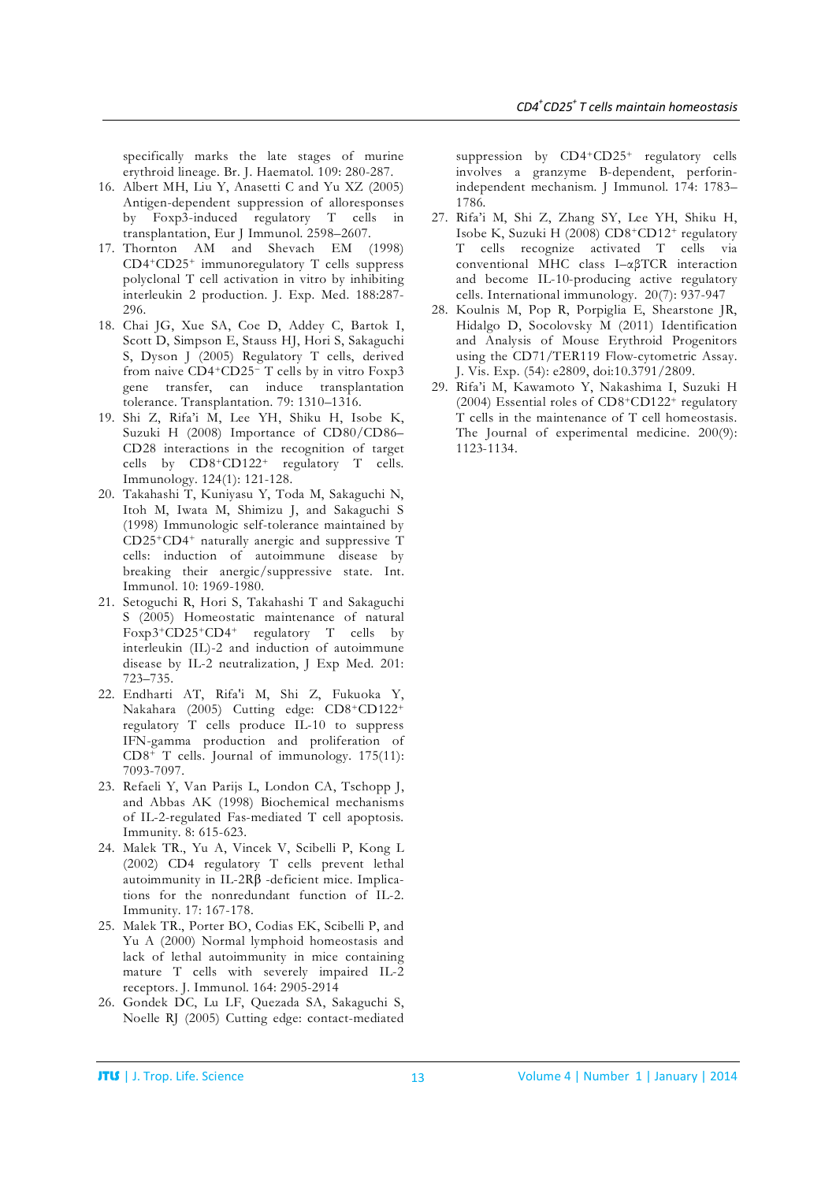specifically marks the late stages of murine erythroid lineage. Br. J. Haematol. 109: 280-287.

16. Albert MH, Liu Y, Anasetti C and Yu XZ (2005) Antigen-dependent suppression of alloresponses by Foxp3-induced regulatory T cells in transplantation, Eur J Immunol. 2598–2607.
17. Thornton AM and Shevach EM (1998) $CD4^{+}CD25^{+}$ immunoregulatory T cells suppress polyclonal T cell activation in vitro by inhibiting interleukin 2 production. J. Exp. Med. 188:287-296.
18. Chai JG, Xue SA, Coe D, Addey C, Bartok I, Scott D, Simpson E, Stauss HJ, Hori S, Sakaguchi S, Dyson J (2005) Regulatory T cells, derived from naive $CD4^{+}CD25^{-}$ T cells by in vitro Foxp3 gene transfer, can induce transplantation tolerance. Transplantation. 79: 1310–1316.
19. Shi Z, Rifa'i M, Lee YH, Shiku H, Isobe K, Suzuki H (2008) Importance of CD80/CD86–CD28 interactions in the recognition of target cells by $CD8^{+}CD122^{+}$ regulatory T cells. Immunology. 124(1): 121-128.
20. Takahashi T, Kuniyasu Y, Toda M, Sakaguchi N, Itoh M, Iwata M, Shimizu J, and Sakaguchi S (1998) Immunologic self-tolerance maintained by $CD25^{+}CD4^{+}$ naturally anergic and suppressive T cells: induction of autoimmune disease by breaking their anergic/suppressive state. Int. Immunol. 10: 1969-1980.
21. Setoguchi R, Hori S, Takahashi T and Sakaguchi S (2005) Homeostatic maintenance of natural $Foxp3^{+}CD25^{+}CD4^{+}$ regulatory T cells by interleukin (IL)-2 and induction of autoimmune disease by IL-2 neutralization, J Exp Med. 201: 723–735.
22. Endharti AT, Rifa'i M, Shi Z, Fukuoka Y, Nakahara (2005) Cutting edge: $CD8^{+}CD122^{+}$ regulatory T cells produce IL-10 to suppress IFN-gamma production and proliferation of $CD8^{+}$ T cells. Journal of immunology. 175(11): 7093-7097.
23. Refaeli Y, Van Parijs L, London CA, Tschopp J, and Abbas AK (1998) Biochemical mechanisms of IL-2-regulated Fas-mediated T cell apoptosis. Immunity. 8: 615-623.
24. Malek TR., Yu A, Vincek V, Scibelli P, Kong L (2002) CD4 regulatory T cells prevent lethal autoimmunity in IL-2Rβ -deficient mice. Implications for the nonredundant function of IL-2. Immunity. 17: 167-178.
25. Malek TR., Porter BO, Codias EK, Scibelli P, and Yu A (2000) Normal lymphoid homeostasis and lack of lethal autoimmunity in mice containing mature T cells with severely impaired IL-2 receptors. J. Immunol. 164: 2905-2914
26. Gondek DC, Lu LF, Quezada SA, Sakaguchi S, Noelle RJ (2005) Cutting edge: contact-mediated suppression by $CD4^{+}CD25^{+}$ regulatory cells involves a granzyme B-dependent, perforin-independent mechanism. J Immunol. 174: 1783–1786.
27. Rifa'i M, Shi Z, Zhang SY, Lee YH, Shiku H, Isobe K, Suzuki H (2008) $CD8^{+}CD12^{+}$ regulatory T cells recognize activated T cells via conventional MHC class I–αβTCR interaction and become IL-10-producing active regulatory cells. International immunology. 20(7): 937-947
28. Koulnis M, Pop R, Porpiglia E, Shearstone JR, Hidalgo D, Socolovsky M (2011) Identification and Analysis of Mouse Erythroid Progenitors using the CD71/TER119 Flow-cytometric Assay. J. Vis. Exp. (54): e2809, doi:10.3791/2809.
29. Rifa'i M, Kawamoto Y, Nakashima I, Suzuki H (2004) Essential roles of $CD8^{+}CD122^{+}$ regulatory T cells in the maintenance of T cell homeostasis. The Journal of experimental medicine. 200(9): 1123-1134.